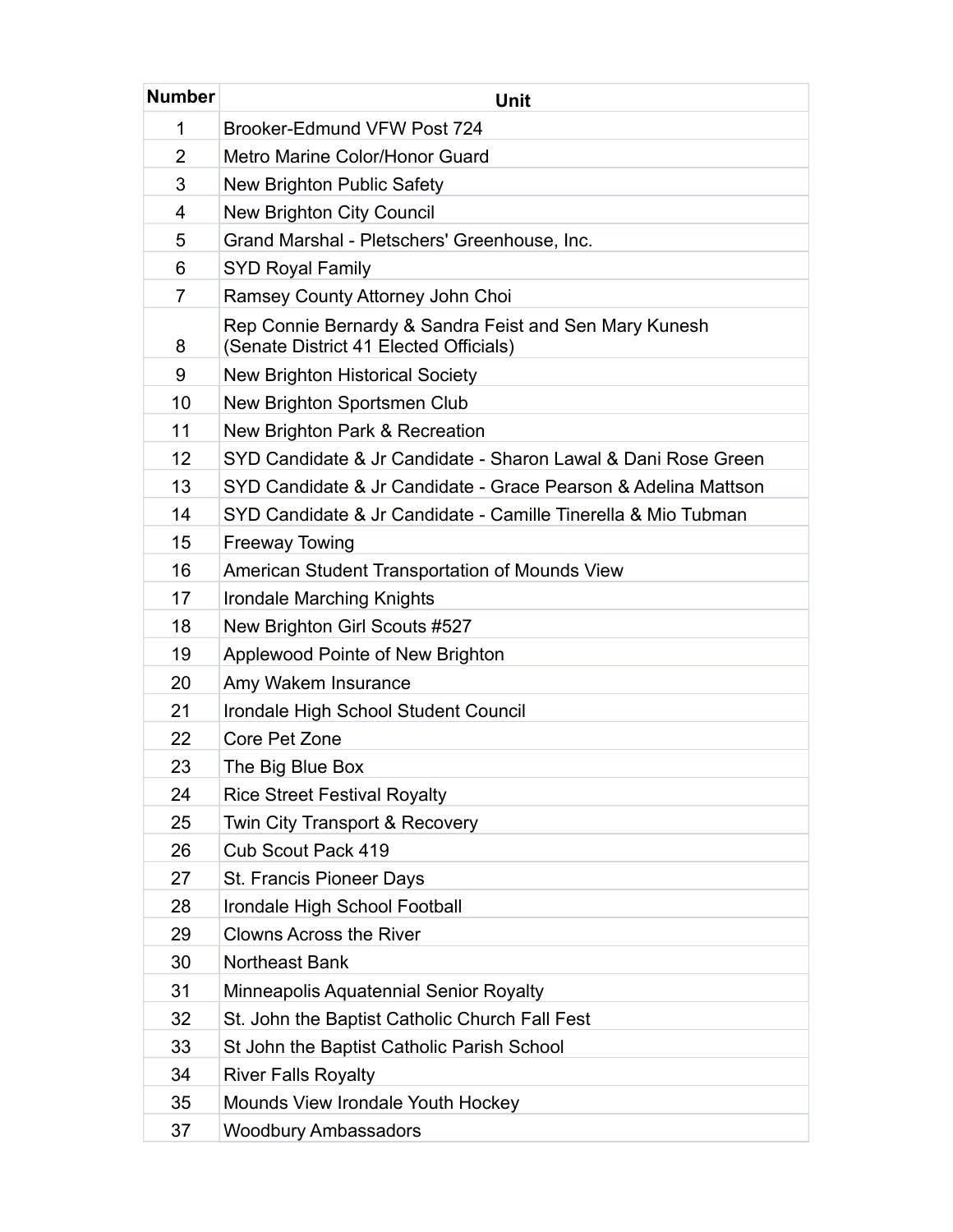| Number | Unit |
|---|---|
| 1 | Brooker-Edmund VFW Post 724 |
| 2 | Metro Marine Color/Honor Guard |
| 3 | New Brighton Public Safety |
| 4 | New Brighton City Council |
| 5 | Grand Marshal - Pletschers' Greenhouse, Inc. |
| 6 | SYD Royal Family |
| 7 | Ramsey County Attorney John Choi |
| 8 | Rep Connie Bernardy & Sandra Feist and Sen Mary Kunesh (Senate District 41 Elected Officials) |
| 9 | New Brighton Historical Society |
| 10 | New Brighton Sportsmen Club |
| 11 | New Brighton Park & Recreation |
| 12 | SYD Candidate & Jr Candidate - Sharon Lawal & Dani Rose Green |
| 13 | SYD Candidate & Jr Candidate - Grace Pearson & Adelina Mattson |
| 14 | SYD Candidate & Jr Candidate - Camille Tinerella & Mio Tubman |
| 15 | Freeway Towing |
| 16 | American Student Transportation of Mounds View |
| 17 | Irondale Marching Knights |
| 18 | New Brighton Girl Scouts #527 |
| 19 | Applewood Pointe of New Brighton |
| 20 | Amy Wakem Insurance |
| 21 | Irondale High School Student Council |
| 22 | Core Pet Zone |
| 23 | The Big Blue Box |
| 24 | Rice Street Festival Royalty |
| 25 | Twin City Transport & Recovery |
| 26 | Cub Scout Pack 419 |
| 27 | St. Francis Pioneer Days |
| 28 | Irondale High School Football |
| 29 | Clowns Across the River |
| 30 | Northeast Bank |
| 31 | Minneapolis Aquatennial Senior Royalty |
| 32 | St. John the Baptist Catholic Church Fall Fest |
| 33 | St John the Baptist Catholic Parish School |
| 34 | River Falls Royalty |
| 35 | Mounds View Irondale Youth Hockey |
| 37 | Woodbury Ambassadors |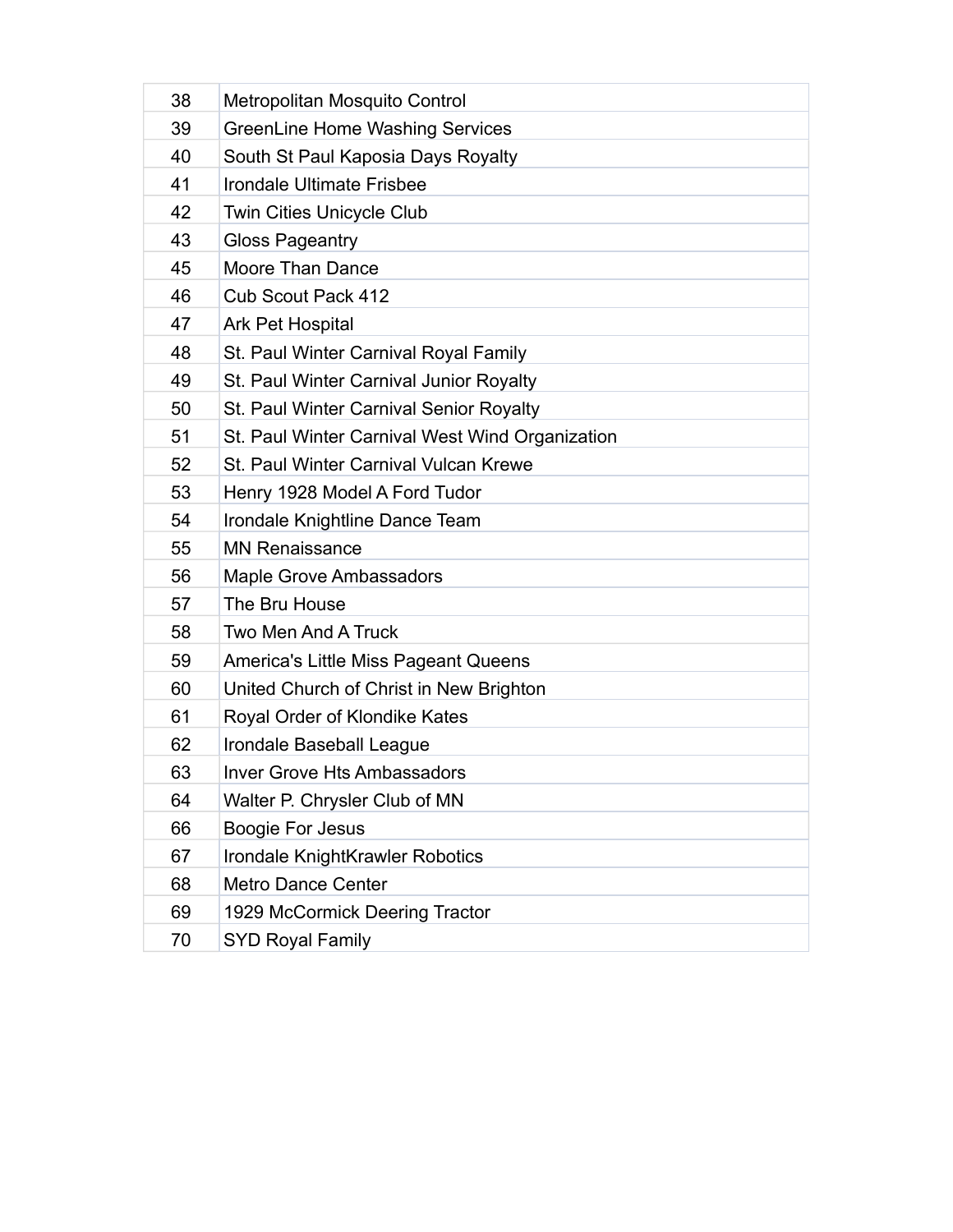| | |
|---|---|
| 38 | Metropolitan Mosquito Control |
| 39 | GreenLine Home Washing Services |
| 40 | South St Paul Kaposia Days Royalty |
| 41 | Irondale Ultimate Frisbee |
| 42 | Twin Cities Unicycle Club |
| 43 | Gloss Pageantry |
| 45 | Moore Than Dance |
| 46 | Cub Scout Pack 412 |
| 47 | Ark Pet Hospital |
| 48 | St. Paul Winter Carnival Royal Family |
| 49 | St. Paul Winter Carnival Junior Royalty |
| 50 | St. Paul Winter Carnival Senior Royalty |
| 51 | St. Paul Winter Carnival West Wind Organization |
| 52 | St. Paul Winter Carnival Vulcan Krewe |
| 53 | Henry 1928 Model A Ford Tudor |
| 54 | Irondale Knightline Dance Team |
| 55 | MN Renaissance |
| 56 | Maple Grove Ambassadors |
| 57 | The Bru House |
| 58 | Two Men And A Truck |
| 59 | America's Little Miss Pageant Queens |
| 60 | United Church of Christ in New Brighton |
| 61 | Royal Order of Klondike Kates |
| 62 | Irondale Baseball League |
| 63 | Inver Grove Hts Ambassadors |
| 64 | Walter P. Chrysler Club of MN |
| 66 | Boogie For Jesus |
| 67 | Irondale KnightKrawler Robotics |
| 68 | Metro Dance Center |
| 69 | 1929 McCormick Deering Tractor |
| 70 | SYD Royal Family |